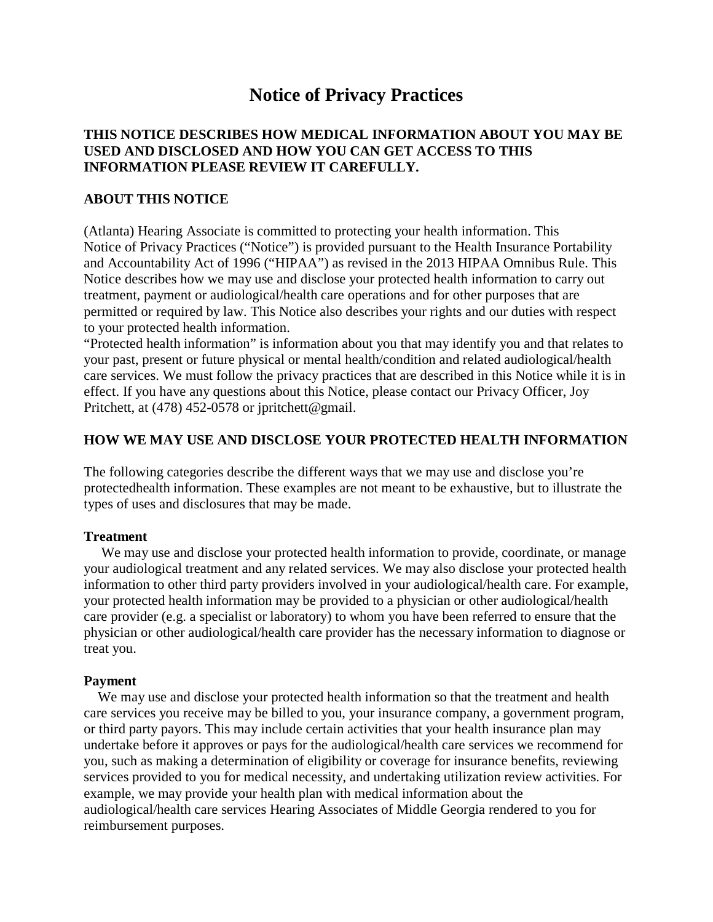# Notice of Privacy Practices

**THIS NOTICE DESCRIBES HOW MEDICAL INFORMATION ABOUT YOU MAY BE USED AND DISCLOSED AND HOW YOU CAN GET ACCESS TO THIS INFORMATION PLEASE REVIEW IT CAREFULLY.**

## ABOUT THIS NOTICE

(Atlanta) Hearing Associate is committed to protecting your health information. This Notice of Privacy Practices ("Notice") is provided pursuant to the Health Insurance Portability and Accountability Act of 1996 ("HIPAA") as revised in the 2013 HIPAA Omnibus Rule. This Notice describes how we may use and disclose your protected health information to carry out treatment, payment or audiological/health care operations and for other purposes that are permitted or required by law. This Notice also describes your rights and our duties with respect to your protected health information.

"Protected health information" is information about you that may identify you and that relates to your past, present or future physical or mental health/condition and related audiological/health care services. We must follow the privacy practices that are described in this Notice while it is in effect. If you have any questions about this Notice, please contact our Privacy Officer, Joy Pritchett, at (478) 452-0578 or jpritchett@gmail.

## HOW WE MAY USE AND DISCLOSE YOUR PROTECTED HEALTH INFORMATION

The following categories describe the different ways that we may use and disclose you're protectedhealth information. These examples are not meant to be exhaustive, but to illustrate the types of uses and disclosures that may be made.

### Treatment

We may use and disclose your protected health information to provide, coordinate, or manage your audiological treatment and any related services. We may also disclose your protected health information to other third party providers involved in your audiological/health care. For example, your protected health information may be provided to a physician or other audiological/health care provider (e.g. a specialist or laboratory) to whom you have been referred to ensure that the physician or other audiological/health care provider has the necessary information to diagnose or treat you.

### Payment

We may use and disclose your protected health information so that the treatment and health care services you receive may be billed to you, your insurance company, a government program, or third party payors. This may include certain activities that your health insurance plan may undertake before it approves or pays for the audiological/health care services we recommend for you, such as making a determination of eligibility or coverage for insurance benefits, reviewing services provided to you for medical necessity, and undertaking utilization review activities. For example, we may provide your health plan with medical information about the audiological/health care services Hearing Associates of Middle Georgia rendered to you for reimbursement purposes.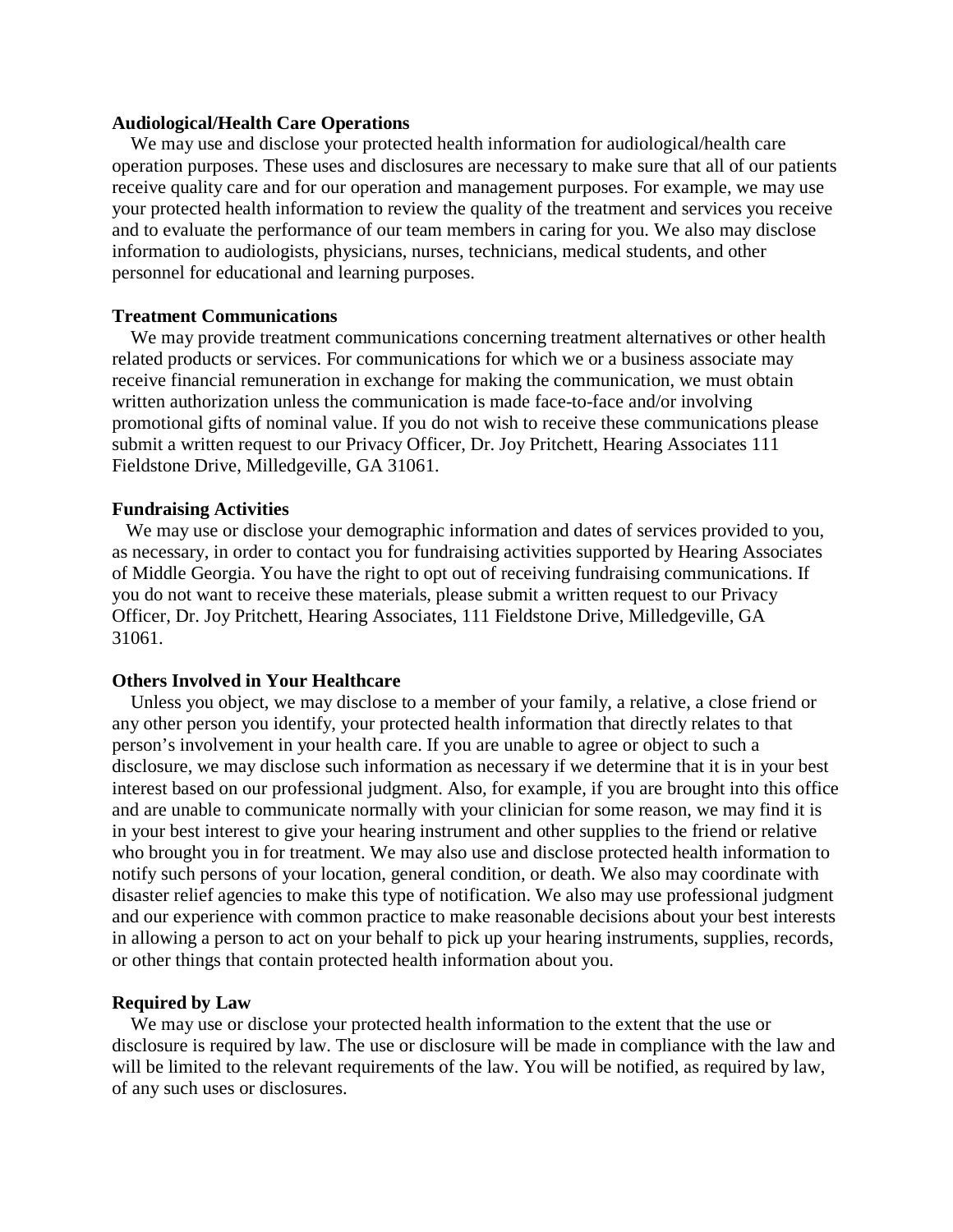**Audiological/Health Care Operations**

We may use and disclose your protected health information for audiological/health care operation purposes. These uses and disclosures are necessary to make sure that all of our patients receive quality care and for our operation and management purposes. For example, we may use your protected health information to review the quality of the treatment and services you receive and to evaluate the performance of our team members in caring for you. We also may disclose information to audiologists, physicians, nurses, technicians, medical students, and other personnel for educational and learning purposes.

**Treatment Communications**

We may provide treatment communications concerning treatment alternatives or other health related products or services. For communications for which we or a business associate may receive financial remuneration in exchange for making the communication, we must obtain written authorization unless the communication is made face-to-face and/or involving promotional gifts of nominal value. If you do not wish to receive these communications please submit a written request to our Privacy Officer, Dr. Joy Pritchett, Hearing Associates 111 Fieldstone Drive, Milledgeville, GA 31061.

**Fundraising Activities**

We may use or disclose your demographic information and dates of services provided to you, as necessary, in order to contact you for fundraising activities supported by Hearing Associates of Middle Georgia. You have the right to opt out of receiving fundraising communications. If you do not want to receive these materials, please submit a written request to our Privacy Officer, Dr. Joy Pritchett, Hearing Associates, 111 Fieldstone Drive, Milledgeville, GA 31061.

**Others Involved in Your Healthcare**

Unless you object, we may disclose to a member of your family, a relative, a close friend or any other person you identify, your protected health information that directly relates to that person's involvement in your health care. If you are unable to agree or object to such a disclosure, we may disclose such information as necessary if we determine that it is in your best interest based on our professional judgment. Also, for example, if you are brought into this office and are unable to communicate normally with your clinician for some reason, we may find it is in your best interest to give your hearing instrument and other supplies to the friend or relative who brought you in for treatment. We may also use and disclose protected health information to notify such persons of your location, general condition, or death. We also may coordinate with disaster relief agencies to make this type of notification. We also may use professional judgment and our experience with common practice to make reasonable decisions about your best interests in allowing a person to act on your behalf to pick up your hearing instruments, supplies, records, or other things that contain protected health information about you.

**Required by Law**

We may use or disclose your protected health information to the extent that the use or disclosure is required by law. The use or disclosure will be made in compliance with the law and will be limited to the relevant requirements of the law. You will be notified, as required by law, of any such uses or disclosures.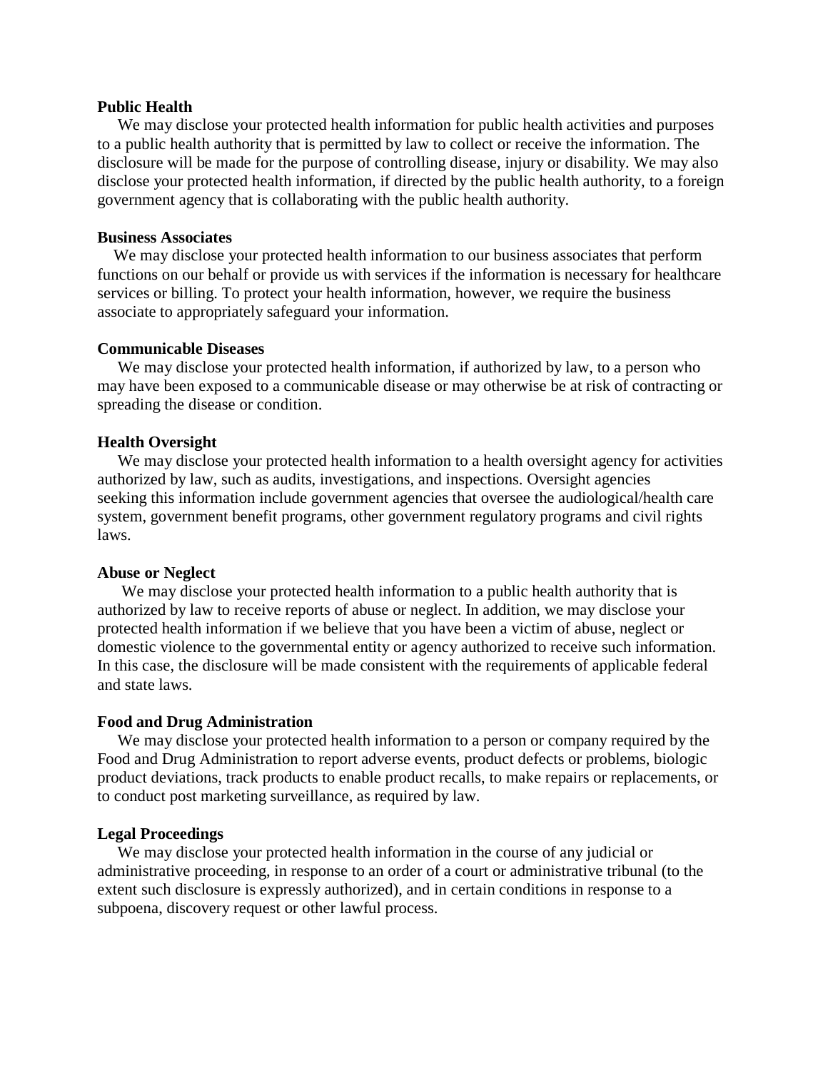**Public Health**

We may disclose your protected health information for public health activities and purposes to a public health authority that is permitted by law to collect or receive the information. The disclosure will be made for the purpose of controlling disease, injury or disability. We may also disclose your protected health information, if directed by the public health authority, to a foreign government agency that is collaborating with the public health authority.

**Business Associates**

We may disclose your protected health information to our business associates that perform functions on our behalf or provide us with services if the information is necessary for healthcare services or billing. To protect your health information, however, we require the business associate to appropriately safeguard your information.

**Communicable Diseases**

We may disclose your protected health information, if authorized by law, to a person who may have been exposed to a communicable disease or may otherwise be at risk of contracting or spreading the disease or condition.

**Health Oversight**

We may disclose your protected health information to a health oversight agency for activities authorized by law, such as audits, investigations, and inspections. Oversight agencies seeking this information include government agencies that oversee the audiological/health care system, government benefit programs, other government regulatory programs and civil rights laws.

**Abuse or Neglect**

We may disclose your protected health information to a public health authority that is authorized by law to receive reports of abuse or neglect. In addition, we may disclose your protected health information if we believe that you have been a victim of abuse, neglect or domestic violence to the governmental entity or agency authorized to receive such information. In this case, the disclosure will be made consistent with the requirements of applicable federal and state laws.

**Food and Drug Administration**

We may disclose your protected health information to a person or company required by the Food and Drug Administration to report adverse events, product defects or problems, biologic product deviations, track products to enable product recalls, to make repairs or replacements, or to conduct post marketing surveillance, as required by law.

**Legal Proceedings**

We may disclose your protected health information in the course of any judicial or administrative proceeding, in response to an order of a court or administrative tribunal (to the extent such disclosure is expressly authorized), and in certain conditions in response to a subpoena, discovery request or other lawful process.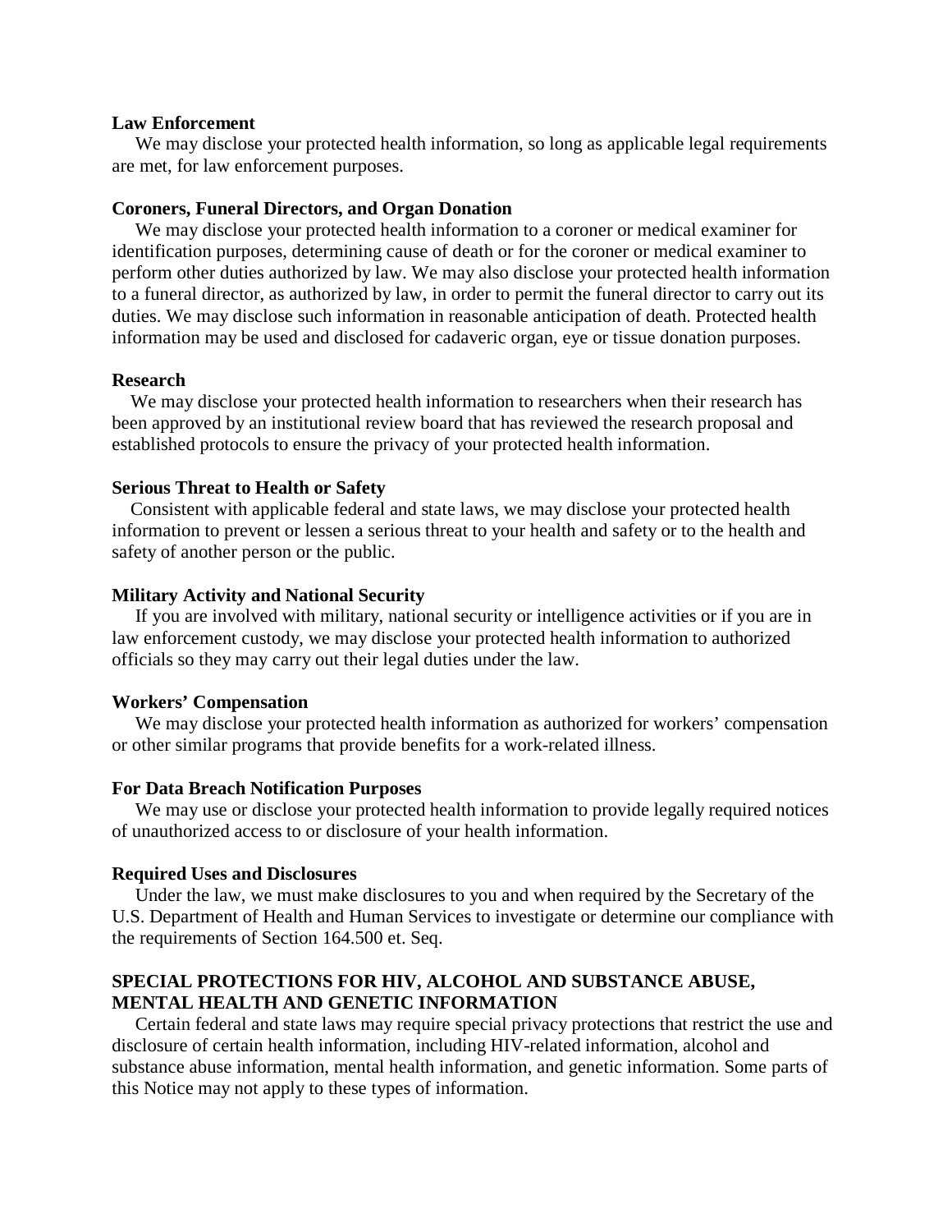**Law Enforcement**

We may disclose your protected health information, so long as applicable legal requirements are met, for law enforcement purposes.

**Coroners, Funeral Directors, and Organ Donation**

We may disclose your protected health information to a coroner or medical examiner for identification purposes, determining cause of death or for the coroner or medical examiner to perform other duties authorized by law. We may also disclose your protected health information to a funeral director, as authorized by law, in order to permit the funeral director to carry out its duties. We may disclose such information in reasonable anticipation of death. Protected health information may be used and disclosed for cadaveric organ, eye or tissue donation purposes.

**Research**

We may disclose your protected health information to researchers when their research has been approved by an institutional review board that has reviewed the research proposal and established protocols to ensure the privacy of your protected health information.

**Serious Threat to Health or Safety**

Consistent with applicable federal and state laws, we may disclose your protected health information to prevent or lessen a serious threat to your health and safety or to the health and safety of another person or the public.

**Military Activity and National Security**

If you are involved with military, national security or intelligence activities or if you are in law enforcement custody, we may disclose your protected health information to authorized officials so they may carry out their legal duties under the law.

**Workers' Compensation**

We may disclose your protected health information as authorized for workers' compensation or other similar programs that provide benefits for a work-related illness.

**For Data Breach Notification Purposes**

We may use or disclose your protected health information to provide legally required notices of unauthorized access to or disclosure of your health information.

**Required Uses and Disclosures**

Under the law, we must make disclosures to you and when required by the Secretary of the U.S. Department of Health and Human Services to investigate or determine our compliance with the requirements of Section 164.500 et. Seq.

**SPECIAL PROTECTIONS FOR HIV, ALCOHOL AND SUBSTANCE ABUSE, MENTAL HEALTH AND GENETIC INFORMATION**

Certain federal and state laws may require special privacy protections that restrict the use and disclosure of certain health information, including HIV-related information, alcohol and substance abuse information, mental health information, and genetic information. Some parts of this Notice may not apply to these types of information.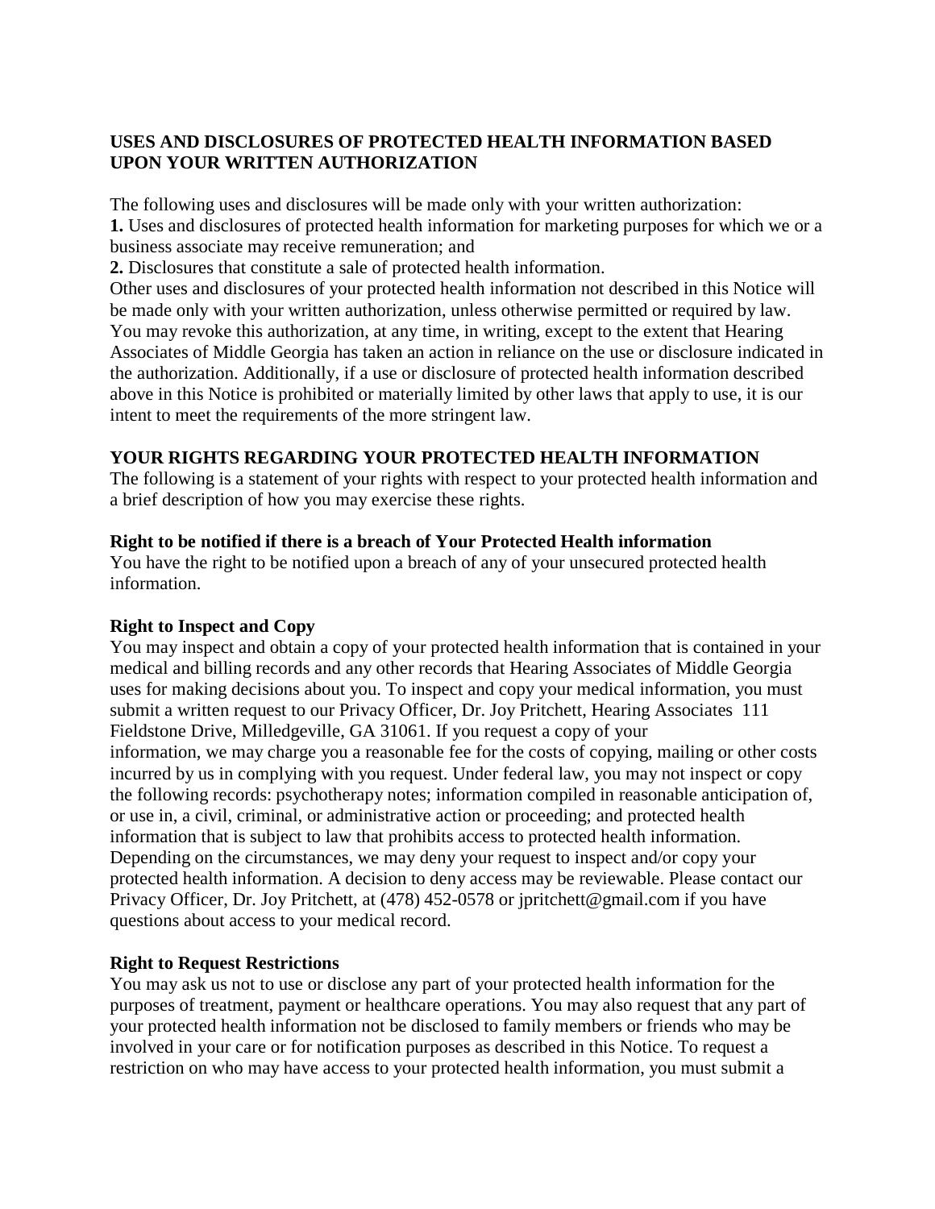**USES AND DISCLOSURES OF PROTECTED HEALTH INFORMATION BASED UPON YOUR WRITTEN AUTHORIZATION**

The following uses and disclosures will be made only with your written authorization:
**1.** Uses and disclosures of protected health information for marketing purposes for which we or a business associate may receive remuneration; and
**2.** Disclosures that constitute a sale of protected health information.
Other uses and disclosures of your protected health information not described in this Notice will be made only with your written authorization, unless otherwise permitted or required by law. You may revoke this authorization, at any time, in writing, except to the extent that Hearing Associates of Middle Georgia has taken an action in reliance on the use or disclosure indicated in the authorization. Additionally, if a use or disclosure of protected health information described above in this Notice is prohibited or materially limited by other laws that apply to use, it is our intent to meet the requirements of the more stringent law.

**YOUR RIGHTS REGARDING YOUR PROTECTED HEALTH INFORMATION**
The following is a statement of your rights with respect to your protected health information and a brief description of how you may exercise these rights.

**Right to be notified if there is a breach of Your Protected Health information**
You have the right to be notified upon a breach of any of your unsecured protected health information.

**Right to Inspect and Copy**
You may inspect and obtain a copy of your protected health information that is contained in your medical and billing records and any other records that Hearing Associates of Middle Georgia uses for making decisions about you. To inspect and copy your medical information, you must submit a written request to our Privacy Officer, Dr. Joy Pritchett, Hearing Associates 111 Fieldstone Drive, Milledgeville, GA 31061. If you request a copy of your information, we may charge you a reasonable fee for the costs of copying, mailing or other costs incurred by us in complying with you request. Under federal law, you may not inspect or copy the following records: psychotherapy notes; information compiled in reasonable anticipation of, or use in, a civil, criminal, or administrative action or proceeding; and protected health information that is subject to law that prohibits access to protected health information. Depending on the circumstances, we may deny your request to inspect and/or copy your protected health information. A decision to deny access may be reviewable. Please contact our Privacy Officer, Dr. Joy Pritchett, at (478) 452-0578 or jpritchett@gmail.com if you have questions about access to your medical record.

**Right to Request Restrictions**
You may ask us not to use or disclose any part of your protected health information for the purposes of treatment, payment or healthcare operations. You may also request that any part of your protected health information not be disclosed to family members or friends who may be involved in your care or for notification purposes as described in this Notice. To request a restriction on who may have access to your protected health information, you must submit a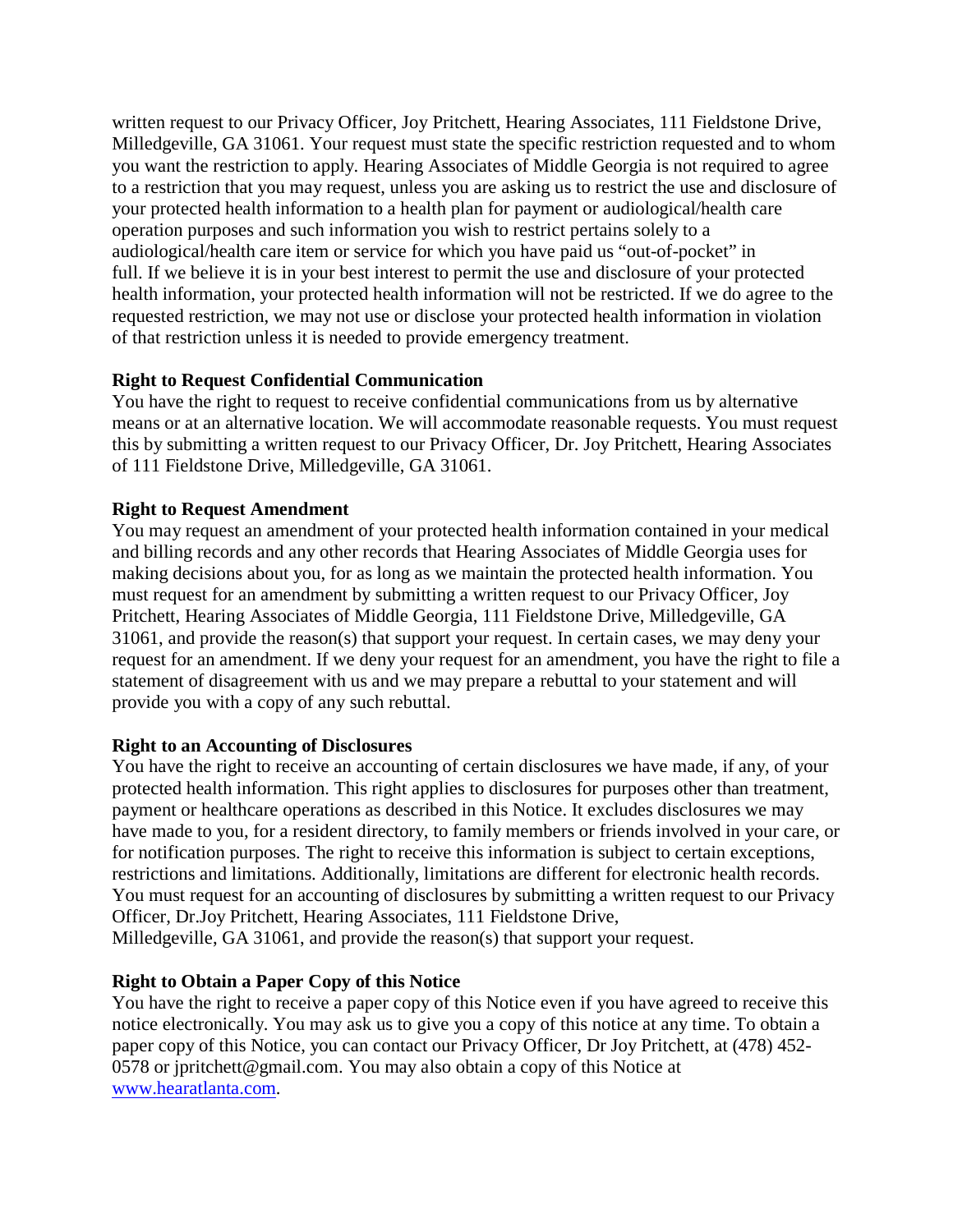written request to our Privacy Officer, Joy Pritchett, Hearing Associates, 111 Fieldstone Drive, Milledgeville, GA 31061. Your request must state the specific restriction requested and to whom you want the restriction to apply. Hearing Associates of Middle Georgia is not required to agree to a restriction that you may request, unless you are asking us to restrict the use and disclosure of your protected health information to a health plan for payment or audiological/health care operation purposes and such information you wish to restrict pertains solely to a audiological/health care item or service for which you have paid us "out-of-pocket" in full. If we believe it is in your best interest to permit the use and disclosure of your protected health information, your protected health information will not be restricted. If we do agree to the requested restriction, we may not use or disclose your protected health information in violation of that restriction unless it is needed to provide emergency treatment.

**Right to Request Confidential Communication**

You have the right to request to receive confidential communications from us by alternative means or at an alternative location. We will accommodate reasonable requests. You must request this by submitting a written request to our Privacy Officer, Dr. Joy Pritchett, Hearing Associates of 111 Fieldstone Drive, Milledgeville, GA 31061.

**Right to Request Amendment**

You may request an amendment of your protected health information contained in your medical and billing records and any other records that Hearing Associates of Middle Georgia uses for making decisions about you, for as long as we maintain the protected health information. You must request for an amendment by submitting a written request to our Privacy Officer, Joy Pritchett, Hearing Associates of Middle Georgia, 111 Fieldstone Drive, Milledgeville, GA 31061, and provide the reason(s) that support your request. In certain cases, we may deny your request for an amendment. If we deny your request for an amendment, you have the right to file a statement of disagreement with us and we may prepare a rebuttal to your statement and will provide you with a copy of any such rebuttal.

**Right to an Accounting of Disclosures**

You have the right to receive an accounting of certain disclosures we have made, if any, of your protected health information. This right applies to disclosures for purposes other than treatment, payment or healthcare operations as described in this Notice. It excludes disclosures we may have made to you, for a resident directory, to family members or friends involved in your care, or for notification purposes. The right to receive this information is subject to certain exceptions, restrictions and limitations. Additionally, limitations are different for electronic health records. You must request for an accounting of disclosures by submitting a written request to our Privacy Officer, Dr.Joy Pritchett, Hearing Associates, 111 Fieldstone Drive, Milledgeville, GA 31061, and provide the reason(s) that support your request.

**Right to Obtain a Paper Copy of this Notice**

You have the right to receive a paper copy of this Notice even if you have agreed to receive this notice electronically. You may ask us to give you a copy of this notice at any time. To obtain a paper copy of this Notice, you can contact our Privacy Officer, Dr Joy Pritchett, at (478) 452-0578 or jpritchett@gmail.com. You may also obtain a copy of this Notice at [www.hearatlanta.com](www.hearatlanta.com).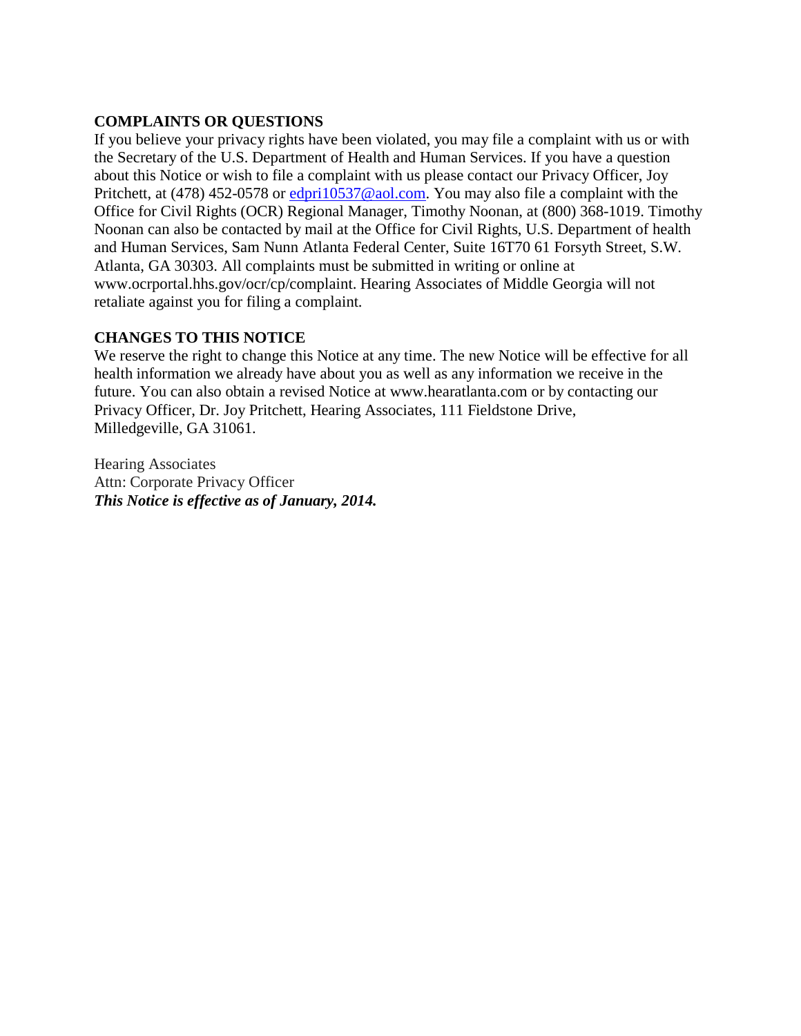**COMPLAINTS OR QUESTIONS**

If you believe your privacy rights have been violated, you may file a complaint with us or with the Secretary of the U.S. Department of Health and Human Services. If you have a question about this Notice or wish to file a complaint with us please contact our Privacy Officer, Joy Pritchett, at (478) 452-0578 or edpri10537@aol.com. You may also file a complaint with the Office for Civil Rights (OCR) Regional Manager, Timothy Noonan, at (800) 368-1019. Timothy Noonan can also be contacted by mail at the Office for Civil Rights, U.S. Department of health and Human Services, Sam Nunn Atlanta Federal Center, Suite 16T70 61 Forsyth Street, S.W. Atlanta, GA 30303. All complaints must be submitted in writing or online at www.ocrportal.hhs.gov/ocr/cp/complaint. Hearing Associates of Middle Georgia will not retaliate against you for filing a complaint.

**CHANGES TO THIS NOTICE**

We reserve the right to change this Notice at any time. The new Notice will be effective for all health information we already have about you as well as any information we receive in the future. You can also obtain a revised Notice at www.hearatlanta.com or by contacting our Privacy Officer, Dr. Joy Pritchett, Hearing Associates, 111 Fieldstone Drive, Milledgeville, GA 31061.

Hearing Associates
Attn: Corporate Privacy Officer
***This Notice is effective as of January, 2014.***